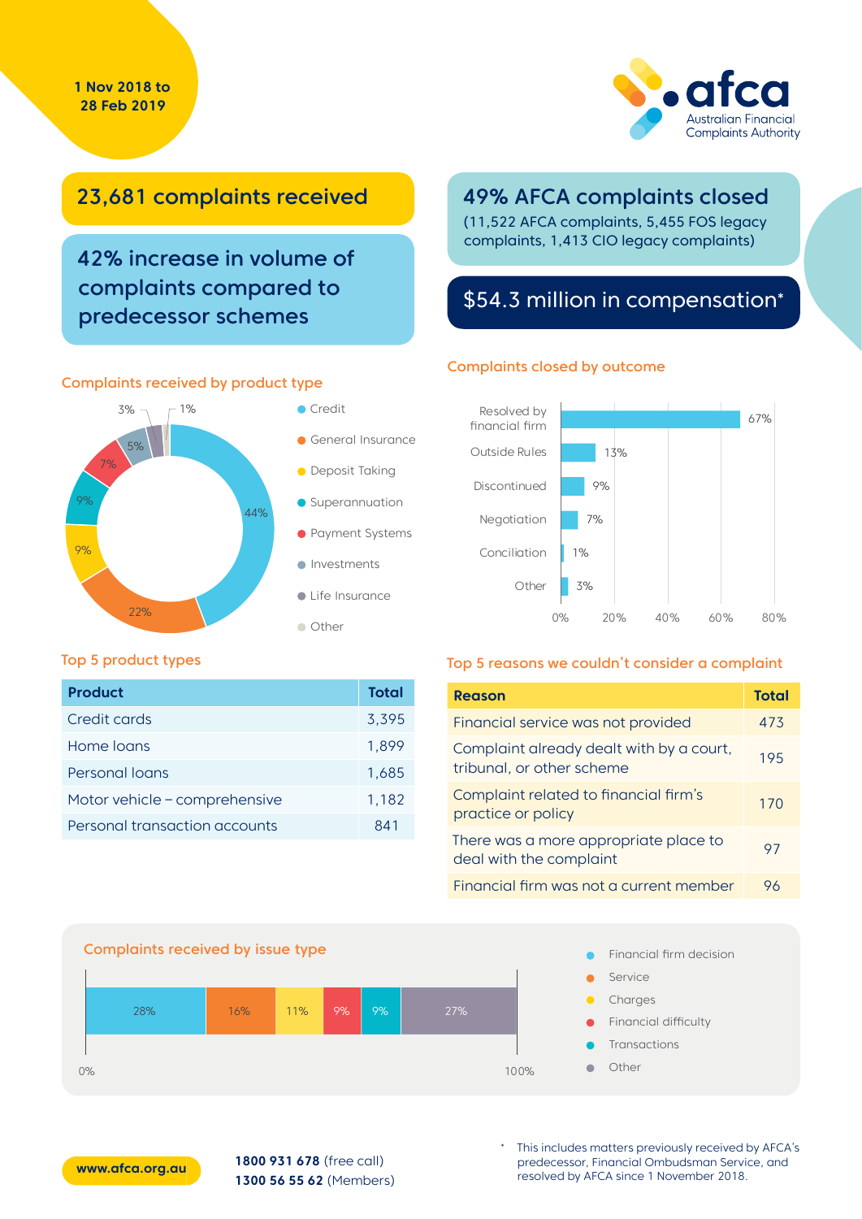1 Nov 2018 to 28 Feb 2019

**afca** Australian Financial Complaints Authority

## 23,681 complaints received

## 42% increase in volume of complaints compared to predecessor schemes

## 49% AFCA complaints closed

(11,522 AFCA complaints, 5,455 FOS legacy complaints, 1,413 CIO legacy complaints)

## $54.3 million in compensation*

### Complaints received by product type

| Product type | % |
|---|---|
| Credit | 44% |
| General Insurance | 22% |
| Deposit Taking | 9% |
| Superannuation | 9% |
| Payment Systems | 7% |
| Investments | 5% |
| Life Insurance | 3% |
| Other | 1% |

### Complaints closed by outcome

| Outcome | % |
|---|---|
| Resolved by financial firm | 67% |
| Outside Rules | 13% |
| Discontinued | 9% |
| Negotiation | 7% |
| Conciliation | 1% |
| Other | 3% |

### Top 5 product types

| Product | Total |
|---|---|
| Credit cards | 3,395 |
| Home loans | 1,899 |
| Personal loans | 1,685 |
| Motor vehicle – comprehensive | 1,182 |
| Personal transaction accounts | 841 |

### Top 5 reasons we couldn't consider a complaint

| Reason | Total |
|---|---|
| Financial service was not provided | 473 |
| Complaint already dealt with by a court, tribunal, or other scheme | 195 |
| Complaint related to financial firm's practice or policy | 170 |
| There was a more appropriate place to deal with the complaint | 97 |
| Financial firm was not a current member | 96 |

### Complaints received by issue type

| Issue type | % |
|---|---|
| Financial firm decision | 28% |
| Service | 16% |
| Charges | 11% |
| Financial difficulty | 9% |
| Transactions | 9% |
| Other | 27% |

www.afca.org.au

**1800 931 678** (free call)
**1300 56 55 62** (Members)

* This includes matters previously received by AFCA's predecessor, Financial Ombudsman Service, and resolved by AFCA since 1 November 2018.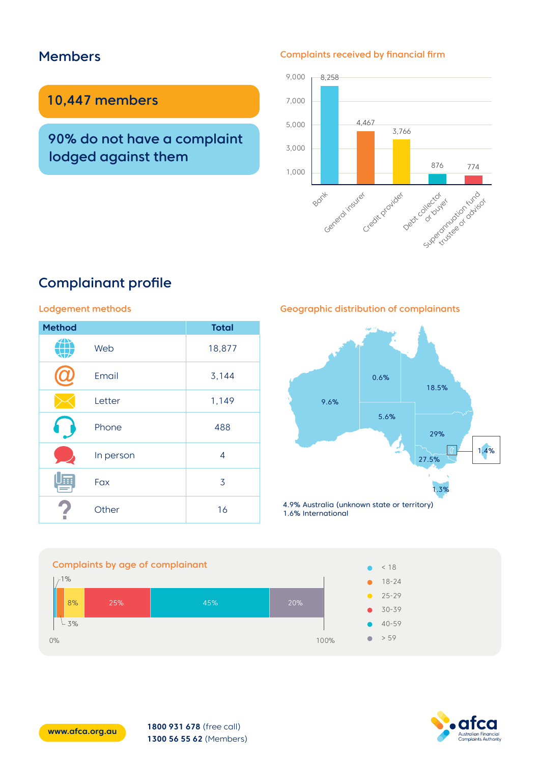## Members

**10,447 members**

**90% do not have a complaint lodged against them**

### Complaints received by financial firm

| Financial firm | Complaints |
|---|---|
| Bank | 8,258 |
| General insurer | 4,467 |
| Credit provider | 3,766 |
| Debt collector or buyer | 876 |
| Superannuation fund trustee or advisor | 774 |

## Complainant profile

### Lodgement methods

| Method | Total |
|---|---|
| Web | 18,877 |
| Email | 3,144 |
| Letter | 1,149 |
| Phone | 488 |
| In person | 4 |
| Fax | 3 |
| Other | 16 |

### Geographic distribution of complainants

| Location | Share |
|---|---|
| New South Wales | 29% |
| Victoria | 27.5% |
| Queensland | 18.5% |
| Western Australia | 9.6% |
| South Australia | 5.6% |
| Australian Capital Territory | 1.4% |
| Tasmania | 1.3% |
| Northern Territory | 0.6% |

4.9% Australia (unknown state or territory)
1.6% International

### Complaints by age of complainant

| Age | Share |
|---|---|
| < 18 | 1% |
| 18-24 | 3% |
| 25-29 | 8% |
| 30-39 | 25% |
| 40-59 | 45% |
| > 59 | 20% |

**www.afca.org.au**

**1800 931 678** (free call)
**1300 56 55 62** (Members)

afca Australian Financial Complaints Authority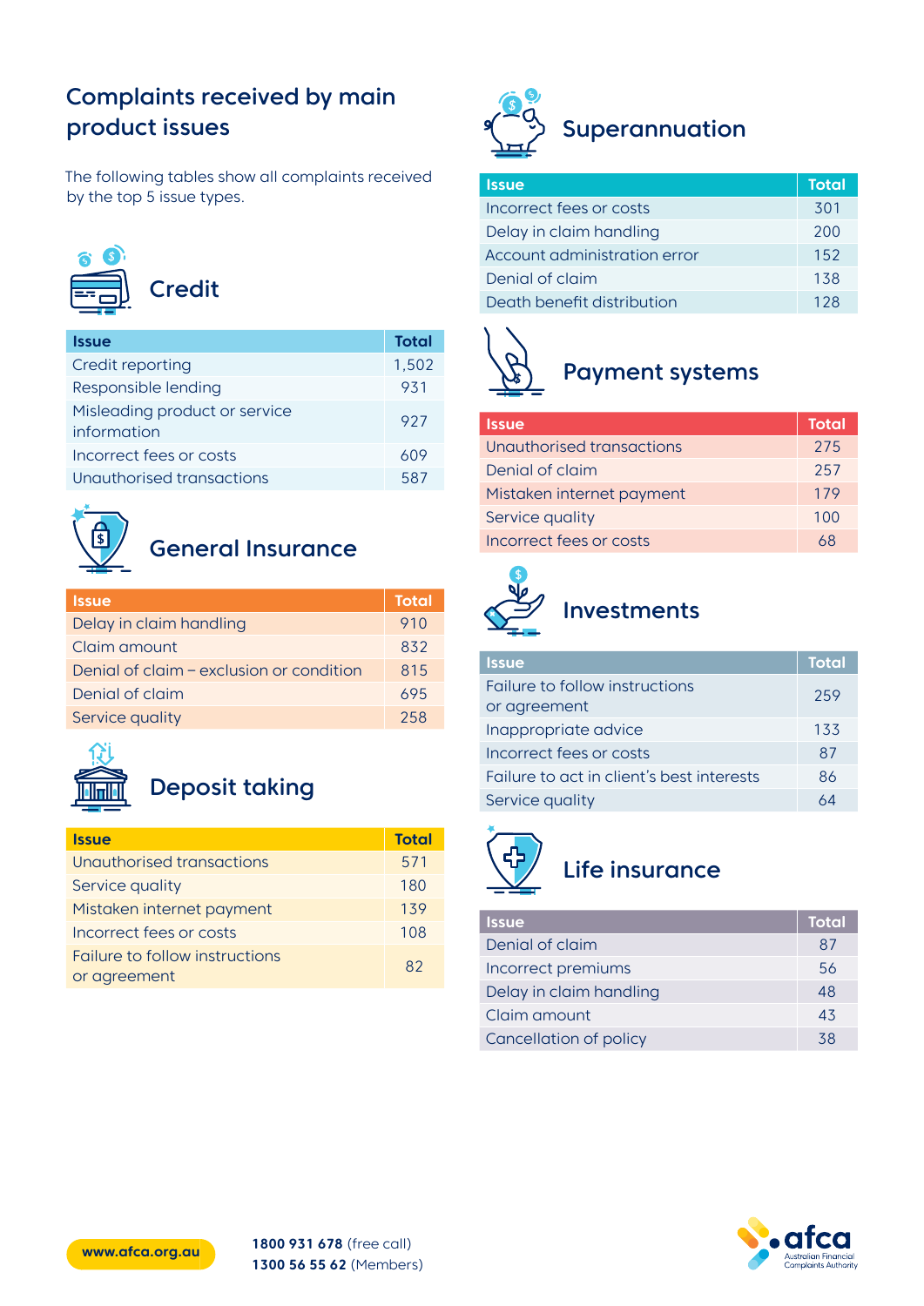## Complaints received by main product issues

The following tables show all complaints received by the top 5 issue types.

### Credit

| Issue | Total |
|---|---|
| Credit reporting | 1,502 |
| Responsible lending | 931 |
| Misleading product or service information | 927 |
| Incorrect fees or costs | 609 |
| Unauthorised transactions | 587 |

### General Insurance

| Issue | Total |
|---|---|
| Delay in claim handling | 910 |
| Claim amount | 832 |
| Denial of claim – exclusion or condition | 815 |
| Denial of claim | 695 |
| Service quality | 258 |

### Deposit taking

| Issue | Total |
|---|---|
| Unauthorised transactions | 571 |
| Service quality | 180 |
| Mistaken internet payment | 139 |
| Incorrect fees or costs | 108 |
| Failure to follow instructions or agreement | 82 |

### Superannuation

| Issue | Total |
|---|---|
| Incorrect fees or costs | 301 |
| Delay in claim handling | 200 |
| Account administration error | 152 |
| Denial of claim | 138 |
| Death benefit distribution | 128 |

### Payment systems

| Issue | Total |
|---|---|
| Unauthorised transactions | 275 |
| Denial of claim | 257 |
| Mistaken internet payment | 179 |
| Service quality | 100 |
| Incorrect fees or costs | 68 |

### Investments

| Issue | Total |
|---|---|
| Failure to follow instructions or agreement | 259 |
| Inappropriate advice | 133 |
| Incorrect fees or costs | 87 |
| Failure to act in client's best interests | 86 |
| Service quality | 64 |

### Life insurance

| Issue | Total |
|---|---|
| Denial of claim | 87 |
| Incorrect premiums | 56 |
| Delay in claim handling | 48 |
| Claim amount | 43 |
| Cancellation of policy | 38 |

www.afca.org.au

**1800 931 678** (free call)
**1300 56 55 62** (Members)

afca Australian Financial Complaints Authority